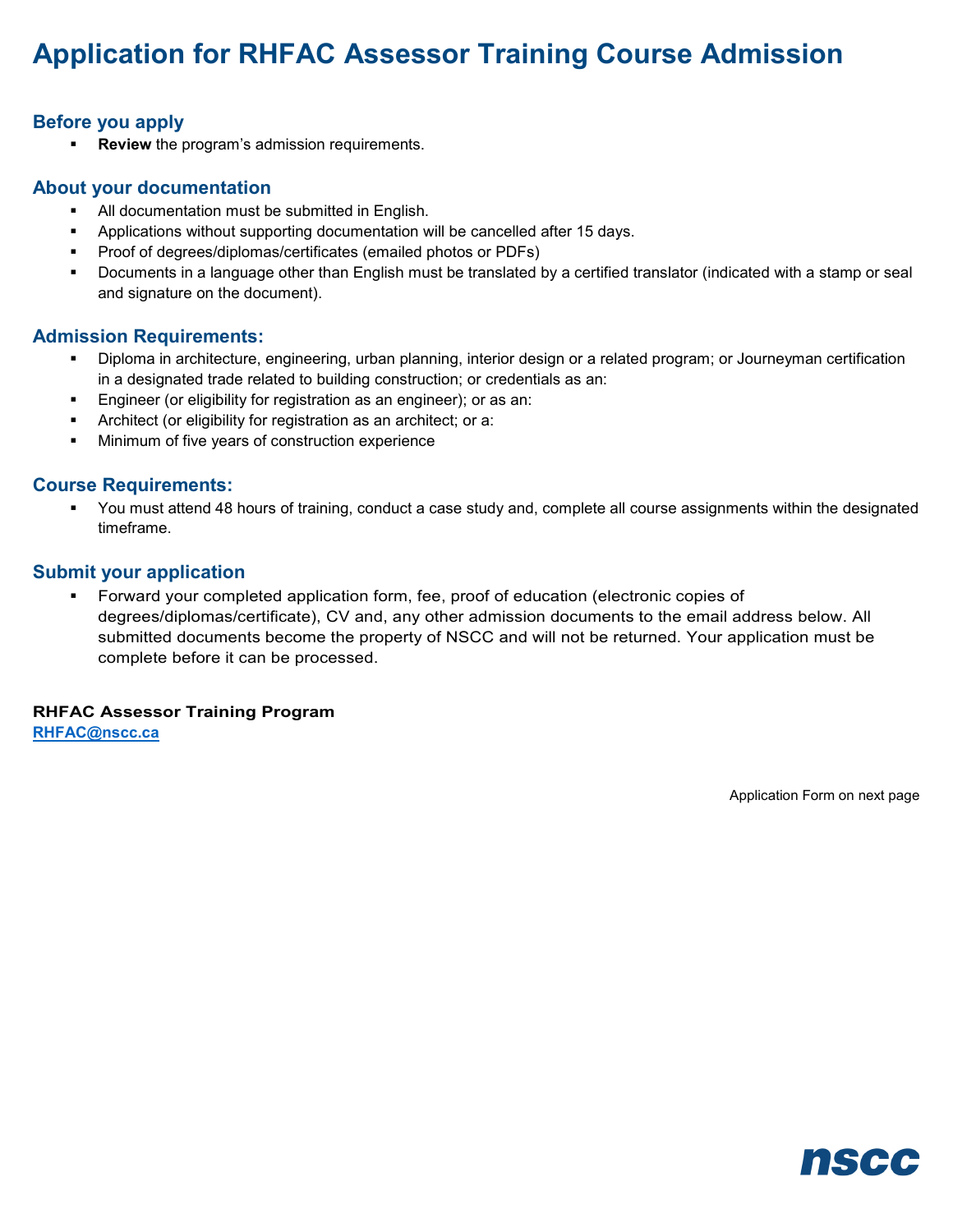# Application for RHFAC Assessor Training Course Admission

## Before you apply

- **Review** the program's admission requirements.

## About your documentation

- All documentation must be submitted in English.
- Applications without supporting documentation will be cancelled after 15 days.
- Proof of degrees/diplomas/certificates (emailed photos or PDFs)
- Documents in a language other than English must be translated by a certified translator (indicated with a stamp or seal and signature on the document).

## Admission Requirements:

- Diploma in architecture, engineering, urban planning, interior design or a related program; or Journeyman certification in a designated trade related to building construction; or credentials as an:
- Engineer (or eligibility for registration as an engineer); or as an:
- Architect (or eligibility for registration as an architect; or a:
- Minimum of five years of construction experience

## Course Requirements:

- You must attend 48 hours of training, conduct a case study and, complete all course assignments within the designated timeframe.

## Submit your application

- Forward your completed application form, fee, proof of education (electronic copies of degrees/diplomas/certificate), CV and, any other admission documents to the email address below. All submitted documents become the property of NSCC and will not be returned. Your application must be complete before it can be processed.

**RHFAC Assessor Training Program**
RHFAC@nscc.ca

Application Form on next page

nscc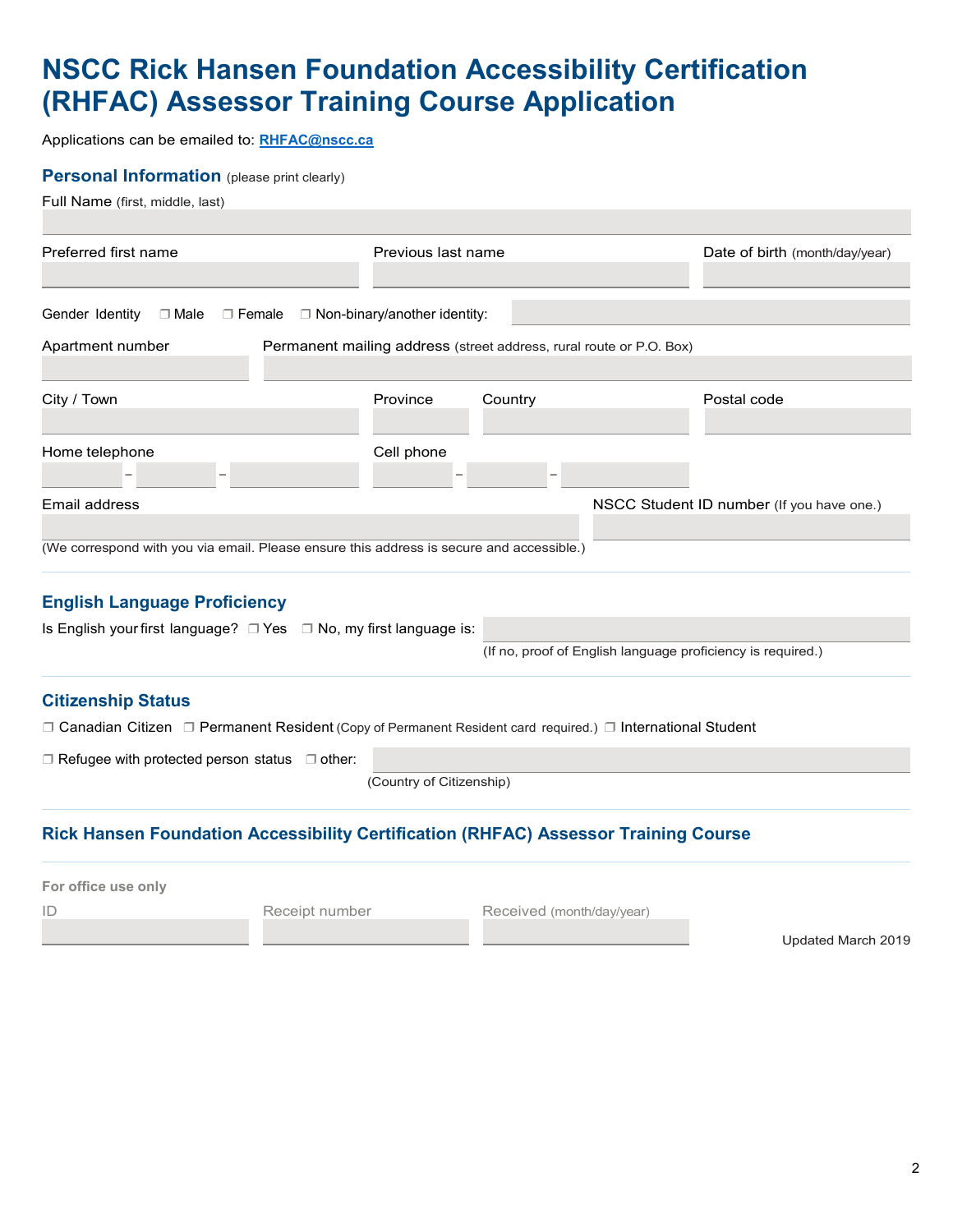# NSCC Rick Hansen Foundation Accessibility Certification (RHFAC) Assessor Training Course Application

Applications can be emailed to: [RHFAC@nscc.ca](mailto:RHFAC@nscc.ca)

## Personal Information (please print clearly)

Full Name (first, middle, last)

Preferred first name

Previous last name

Date of birth (month/day/year)

Gender Identity ❐ Male ❐ Female ❐ Non-binary/another identity:

Apartment number

Permanent mailing address (street address, rural route or P.O. Box)

City / Town

Province

Country

Postal code

Home telephone – –

Cell phone – –

Email address

NSCC Student ID number (If you have one.)

(We correspond with you via email. Please ensure this address is secure and accessible.)

## English Language Proficiency

Is English your first language? ❐ Yes ❐ No, my first language is:

(If no, proof of English language proficiency is required.)

## Citizenship Status

❐ Canadian Citizen ❐ Permanent Resident (Copy of Permanent Resident card required.) ❐ International Student

❐ Refugee with protected person status ❐ other:

(Country of Citizenship)

## Rick Hansen Foundation Accessibility Certification (RHFAC) Assessor Training Course

**For office use only**

| ID | Receipt number | Received (month/day/year) |
|---|---|---|
| | | |

Updated March 2019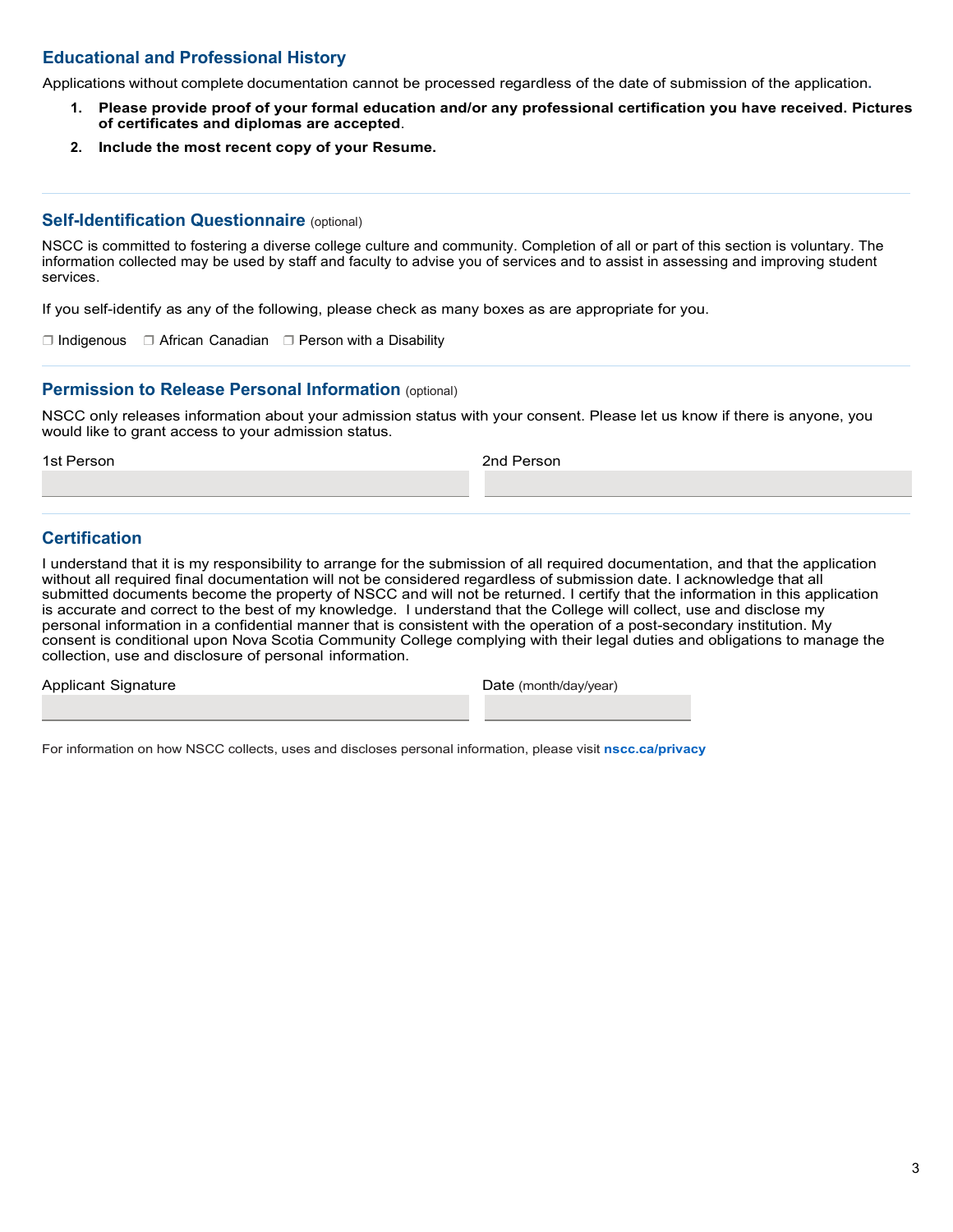## Educational and Professional History

Applications without complete documentation cannot be processed regardless of the date of submission of the application.

1. **Please provide proof of your formal education and/or any professional certification you have received. Pictures of certificates and diplomas are accepted**.
2. **Include the most recent copy of your Resume.**

## Self-Identification Questionnaire (optional)

NSCC is committed to fostering a diverse college culture and community. Completion of all or part of this section is voluntary. The information collected may be used by staff and faculty to advise you of services and to assist in assessing and improving student services.

If you self-identify as any of the following, please check as many boxes as are appropriate for you.

❐ Indigenous ❐ African Canadian ❐ Person with a Disability

## Permission to Release Personal Information (optional)

NSCC only releases information about your admission status with your consent. Please let us know if there is anyone, you would like to grant access to your admission status.

1st Person

2nd Person

## Certification

I understand that it is my responsibility to arrange for the submission of all required documentation, and that the application without all required final documentation will not be considered regardless of submission date. I acknowledge that all submitted documents become the property of NSCC and will not be returned. I certify that the information in this application is accurate and correct to the best of my knowledge. I understand that the College will collect, use and disclose my personal information in a confidential manner that is consistent with the operation of a post-secondary institution. My consent is conditional upon Nova Scotia Community College complying with their legal duties and obligations to manage the collection, use and disclosure of personal information.

Applicant Signature

Date (month/day/year)

For information on how NSCC collects, uses and discloses personal information, please visit **nscc.ca/privacy**